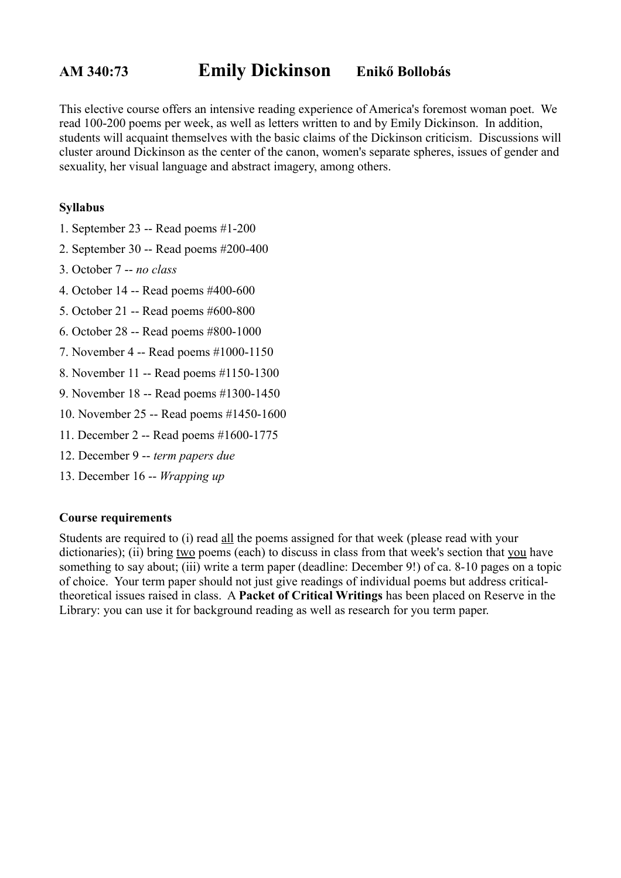# AM 340:73 Emily Dickinson Enikő Bollobás

This elective course offers an intensive reading experience of America's foremost woman poet. We read 100-200 poems per week, as well as letters written to and by Emily Dickinson. In addition, students will acquaint themselves with the basic claims of the Dickinson criticism. Discussions will cluster around Dickinson as the center of the canon, women's separate spheres, issues of gender and sexuality, her visual language and abstract imagery, among others.

### Syllabus

1. September 23 -- Read poems #1-200
2. September 30 -- Read poems #200-400
3. October 7 -- *no class*
4. October 14 -- Read poems #400-600
5. October 21 -- Read poems #600-800
6. October 28 -- Read poems #800-1000
7. November 4 -- Read poems #1000-1150
8. November 11 -- Read poems #1150-1300
9. November 18 -- Read poems #1300-1450
10. November 25 -- Read poems #1450-1600
11. December 2 -- Read poems #1600-1775
12. December 9 -- *term papers due*
13. December 16 -- *Wrapping up*

### Course requirements

Students are required to (i) read <u>all</u> the poems assigned for that week (please read with your dictionaries); (ii) bring <u>two</u> poems (each) to discuss in class from that week's section that <u>you</u> have something to say about; (iii) write a term paper (deadline: December 9!) of ca. 8-10 pages on a topic of choice. Your term paper should not just give readings of individual poems but address critical-theoretical issues raised in class. A **Packet of Critical Writings** has been placed on Reserve in the Library: you can use it for background reading as well as research for you term paper.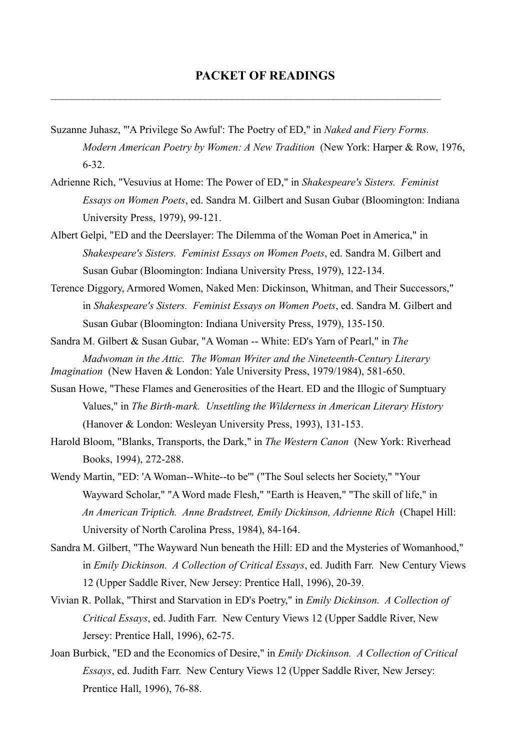## PACKET OF READINGS

---

Suzanne Juhasz, "'A Privilege So Awful': The Poetry of ED," in *Naked and Fiery Forms. Modern American Poetry by Women: A New Tradition* (New York: Harper & Row, 1976, 6-32.

Adrienne Rich, "Vesuvius at Home: The Power of ED," in *Shakespeare's Sisters. Feminist Essays on Women Poets*, ed. Sandra M. Gilbert and Susan Gubar (Bloomington: Indiana University Press, 1979), 99-121.

Albert Gelpi, "ED and the Deerslayer: The Dilemma of the Woman Poet in America," in *Shakespeare's Sisters. Feminist Essays on Women Poets*, ed. Sandra M. Gilbert and Susan Gubar (Bloomington: Indiana University Press, 1979), 122-134.

Terence Diggory, Armored Women, Naked Men: Dickinson, Whitman, and Their Successors," in *Shakespeare's Sisters. Feminist Essays on Women Poets*, ed. Sandra M. Gilbert and Susan Gubar (Bloomington: Indiana University Press, 1979), 135-150.

Sandra M. Gilbert & Susan Gubar, "A Woman -- White: ED's Yarn of Pearl," in *The Madwoman in the Attic. The Woman Writer and the Nineteenth-Century Literary Imagination* (New Haven & London: Yale University Press, 1979/1984), 581-650.

Susan Howe, "These Flames and Generosities of the Heart. ED and the Illogic of Sumptuary Values," in *The Birth-mark. Unsettling the Wilderness in American Literary History* (Hanover & London: Wesleyan University Press, 1993), 131-153.

Harold Bloom, "Blanks, Transports, the Dark," in *The Western Canon* (New York: Riverhead Books, 1994), 272-288.

Wendy Martin, "ED: 'A Woman--White--to be'" ("The Soul selects her Society," "Your Wayward Scholar," "A Word made Flesh," "Earth is Heaven," "The skill of life," in *An American Triptich. Anne Bradstreet, Emily Dickinson, Adrienne Rich* (Chapel Hill: University of North Carolina Press, 1984), 84-164.

Sandra M. Gilbert, "The Wayward Nun beneath the Hill: ED and the Mysteries of Womanhood," in *Emily Dickinson. A Collection of Critical Essays*, ed. Judith Farr. New Century Views 12 (Upper Saddle River, New Jersey: Prentice Hall, 1996), 20-39.

Vivian R. Pollak, "Thirst and Starvation in ED's Poetry," in *Emily Dickinson. A Collection of Critical Essays*, ed. Judith Farr. New Century Views 12 (Upper Saddle River, New Jersey: Prentice Hall, 1996), 62-75.

Joan Burbick, "ED and the Economics of Desire," in *Emily Dickinson. A Collection of Critical Essays*, ed. Judith Farr. New Century Views 12 (Upper Saddle River, New Jersey: Prentice Hall, 1996), 76-88.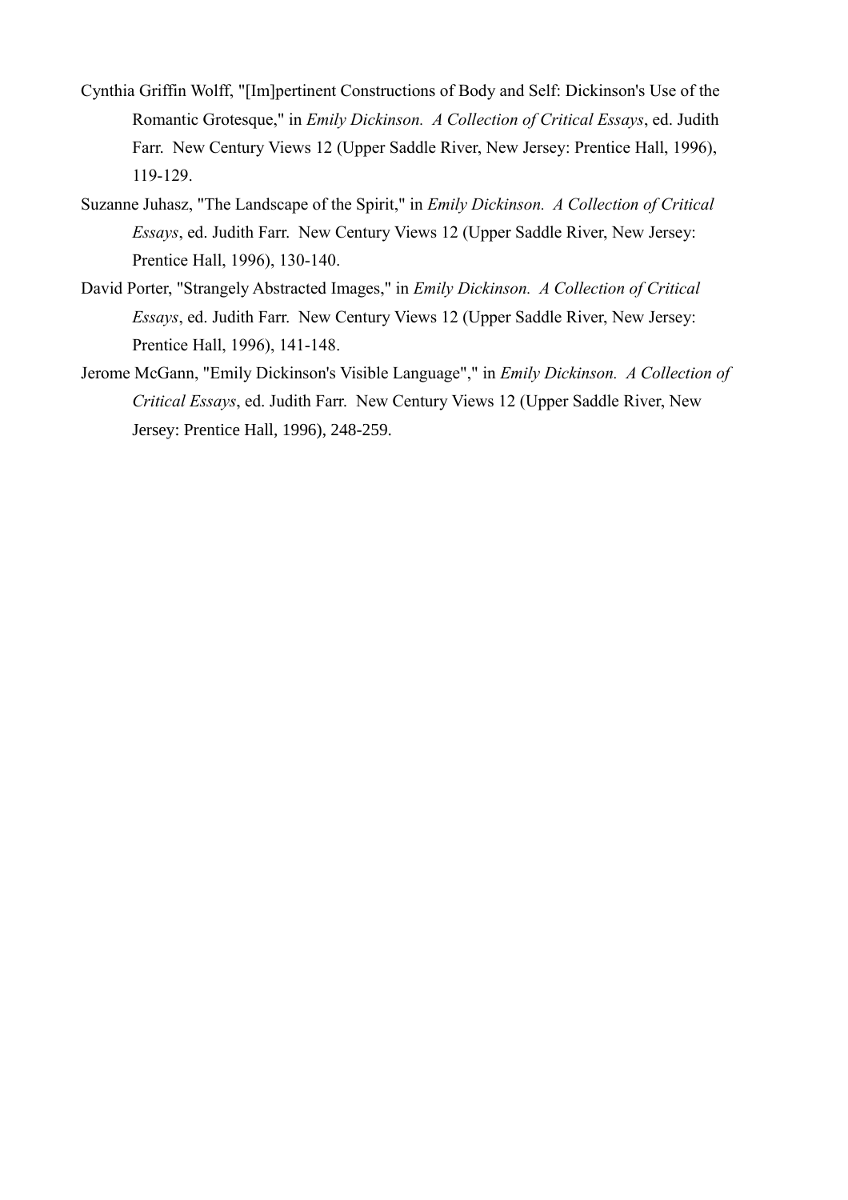Cynthia Griffin Wolff, "[Im]pertinent Constructions of Body and Self: Dickinson's Use of the Romantic Grotesque," in *Emily Dickinson. A Collection of Critical Essays*, ed. Judith Farr. New Century Views 12 (Upper Saddle River, New Jersey: Prentice Hall, 1996), 119-129.

Suzanne Juhasz, "The Landscape of the Spirit," in *Emily Dickinson. A Collection of Critical Essays*, ed. Judith Farr. New Century Views 12 (Upper Saddle River, New Jersey: Prentice Hall, 1996), 130-140.

David Porter, "Strangely Abstracted Images," in *Emily Dickinson. A Collection of Critical Essays*, ed. Judith Farr. New Century Views 12 (Upper Saddle River, New Jersey: Prentice Hall, 1996), 141-148.

Jerome McGann, "Emily Dickinson's Visible Language"," in *Emily Dickinson. A Collection of Critical Essays*, ed. Judith Farr. New Century Views 12 (Upper Saddle River, New Jersey: Prentice Hall, 1996), 248-259.